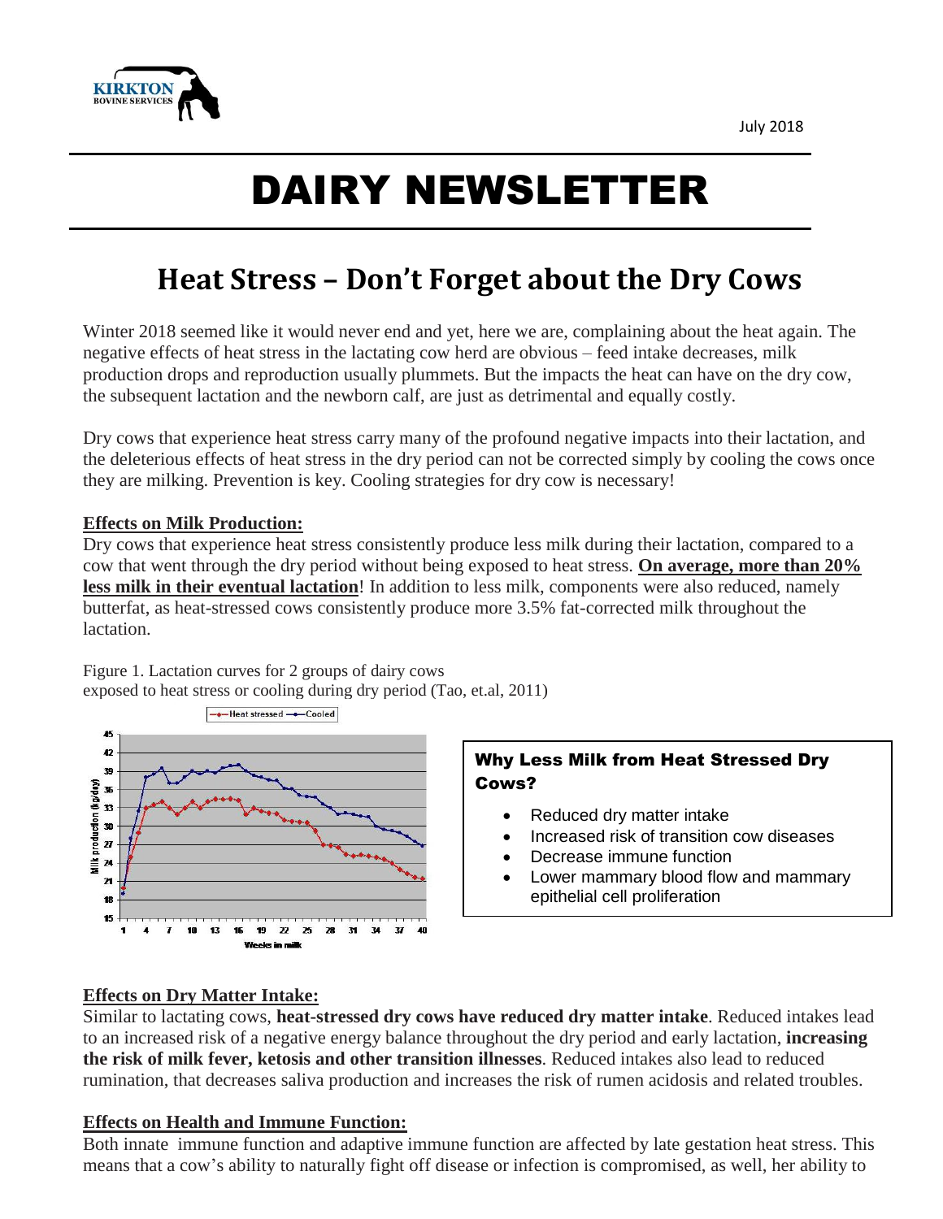KIRKTON BOVINE SERVICES

July 2018

# DAIRY NEWSLETTER

## Heat Stress – Don't Forget about the Dry Cows

Winter 2018 seemed like it would never end and yet, here we are, complaining about the heat again. The negative effects of heat stress in the lactating cow herd are obvious – feed intake decreases, milk production drops and reproduction usually plummets. But the impacts the heat can have on the dry cow, the subsequent lactation and the newborn calf, are just as detrimental and equally costly.

Dry cows that experience heat stress carry many of the profound negative impacts into their lactation, and the deleterious effects of heat stress in the dry period can not be corrected simply by cooling the cows once they are milking. Prevention is key. Cooling strategies for dry cow is necessary!

### Effects on Milk Production:

Dry cows that experience heat stress consistently produce less milk during their lactation, compared to a cow that went through the dry period without being exposed to heat stress. **On average, more than 20% less milk in their eventual lactation**! In addition to less milk, components were also reduced, namely butterfat, as heat-stressed cows consistently produce more 3.5% fat-corrected milk throughout the lactation.

Figure 1. Lactation curves for 2 groups of dairy cows exposed to heat stress or cooling during dry period (Tao, et.al, 2011)

### Why Less Milk from Heat Stressed Dry Cows?

- Reduced dry matter intake
- Increased risk of transition cow diseases
- Decrease immune function
- Lower mammary blood flow and mammary epithelial cell proliferation

### Effects on Dry Matter Intake:

Similar to lactating cows, **heat-stressed dry cows have reduced dry matter intake**. Reduced intakes lead to an increased risk of a negative energy balance throughout the dry period and early lactation, **increasing the risk of milk fever, ketosis and other transition illnesses**. Reduced intakes also lead to reduced rumination, that decreases saliva production and increases the risk of rumen acidosis and related troubles.

### Effects on Health and Immune Function:

Both innate immune function and adaptive immune function are affected by late gestation heat stress. This means that a cow's ability to naturally fight off disease or infection is compromised, as well, her ability to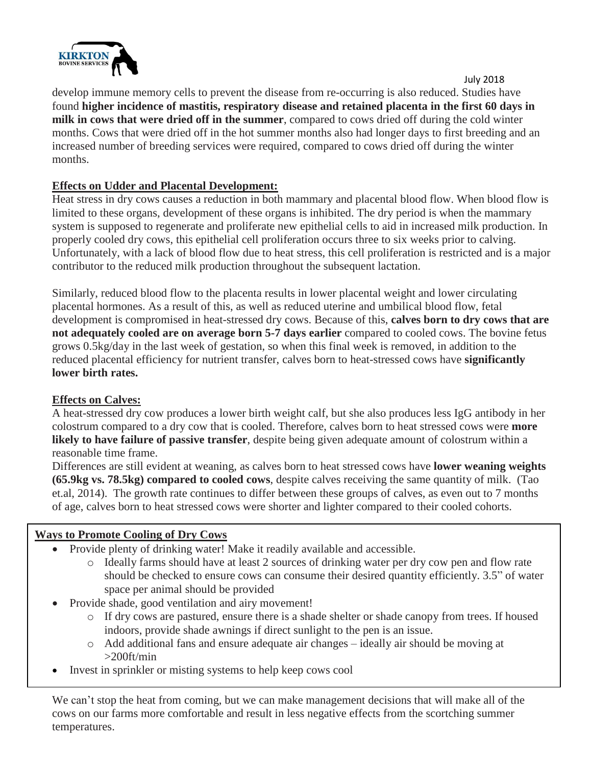develop immune memory cells to prevent the disease from re-occurring is also reduced. Studies have found **higher incidence of mastitis, respiratory disease and retained placenta in the first 60 days in milk in cows that were dried off in the summer**, compared to cows dried off during the cold winter months. Cows that were dried off in the hot summer months also had longer days to first breeding and an increased number of breeding services were required, compared to cows dried off during the winter months.

## Effects on Udder and Placental Development:

Heat stress in dry cows causes a reduction in both mammary and placental blood flow. When blood flow is limited to these organs, development of these organs is inhibited. The dry period is when the mammary system is supposed to regenerate and proliferate new epithelial cells to aid in increased milk production. In properly cooled dry cows, this epithelial cell proliferation occurs three to six weeks prior to calving. Unfortunately, with a lack of blood flow due to heat stress, this cell proliferation is restricted and is a major contributor to the reduced milk production throughout the subsequent lactation.

Similarly, reduced blood flow to the placenta results in lower placental weight and lower circulating placental hormones. As a result of this, as well as reduced uterine and umbilical blood flow, fetal development is compromised in heat-stressed dry cows. Because of this, **calves born to dry cows that are not adequately cooled are on average born 5-7 days earlier** compared to cooled cows. The bovine fetus grows 0.5kg/day in the last week of gestation, so when this final week is removed, in addition to the reduced placental efficiency for nutrient transfer, calves born to heat-stressed cows have **significantly lower birth rates.**

## Effects on Calves:

A heat-stressed dry cow produces a lower birth weight calf, but she also produces less IgG antibody in her colostrum compared to a dry cow that is cooled. Therefore, calves born to heat stressed cows were **more likely to have failure of passive transfer**, despite being given adequate amount of colostrum within a reasonable time frame.

Differences are still evident at weaning, as calves born to heat stressed cows have **lower weaning weights (65.9kg vs. 78.5kg) compared to cooled cows**, despite calves receiving the same quantity of milk. (Tao et.al, 2014). The growth rate continues to differ between these groups of calves, as even out to 7 months of age, calves born to heat stressed cows were shorter and lighter compared to their cooled cohorts.

## Ways to Promote Cooling of Dry Cows

- Provide plenty of drinking water! Make it readily available and accessible.
  - Ideally farms should have at least 2 sources of drinking water per dry cow pen and flow rate should be checked to ensure cows can consume their desired quantity efficiently. 3.5" of water space per animal should be provided
- Provide shade, good ventilation and airy movement!
  - If dry cows are pastured, ensure there is a shade shelter or shade canopy from trees. If housed indoors, provide shade awnings if direct sunlight to the pen is an issue.
  - Add additional fans and ensure adequate air changes – ideally air should be moving at >200ft/min
- Invest in sprinkler or misting systems to help keep cows cool

We can't stop the heat from coming, but we can make management decisions that will make all of the cows on our farms more comfortable and result in less negative effects from the scorching summer temperatures.